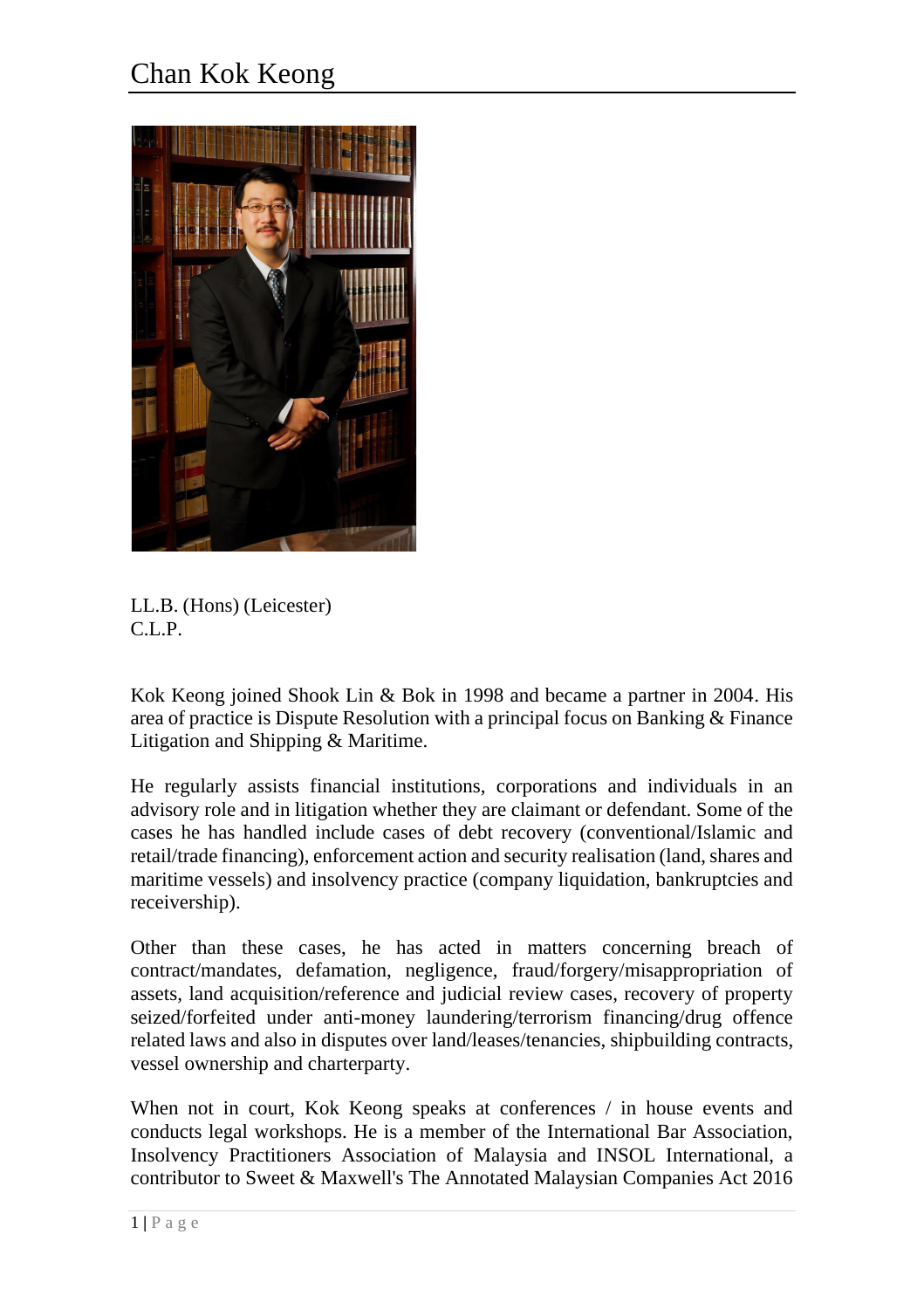# Chan Kok Keong

LL.B. (Hons) (Leicester)
C.L.P.

Kok Keong joined Shook Lin & Bok in 1998 and became a partner in 2004. His area of practice is Dispute Resolution with a principal focus on Banking & Finance Litigation and Shipping & Maritime.

He regularly assists financial institutions, corporations and individuals in an advisory role and in litigation whether they are claimant or defendant. Some of the cases he has handled include cases of debt recovery (conventional/Islamic and retail/trade financing), enforcement action and security realisation (land, shares and maritime vessels) and insolvency practice (company liquidation, bankruptcies and receivership).

Other than these cases, he has acted in matters concerning breach of contract/mandates, defamation, negligence, fraud/forgery/misappropriation of assets, land acquisition/reference and judicial review cases, recovery of property seized/forfeited under anti-money laundering/terrorism financing/drug offence related laws and also in disputes over land/leases/tenancies, shipbuilding contracts, vessel ownership and charterparty.

When not in court, Kok Keong speaks at conferences / in house events and conducts legal workshops. He is a member of the International Bar Association, Insolvency Practitioners Association of Malaysia and INSOL International, a contributor to Sweet & Maxwell's The Annotated Malaysian Companies Act 2016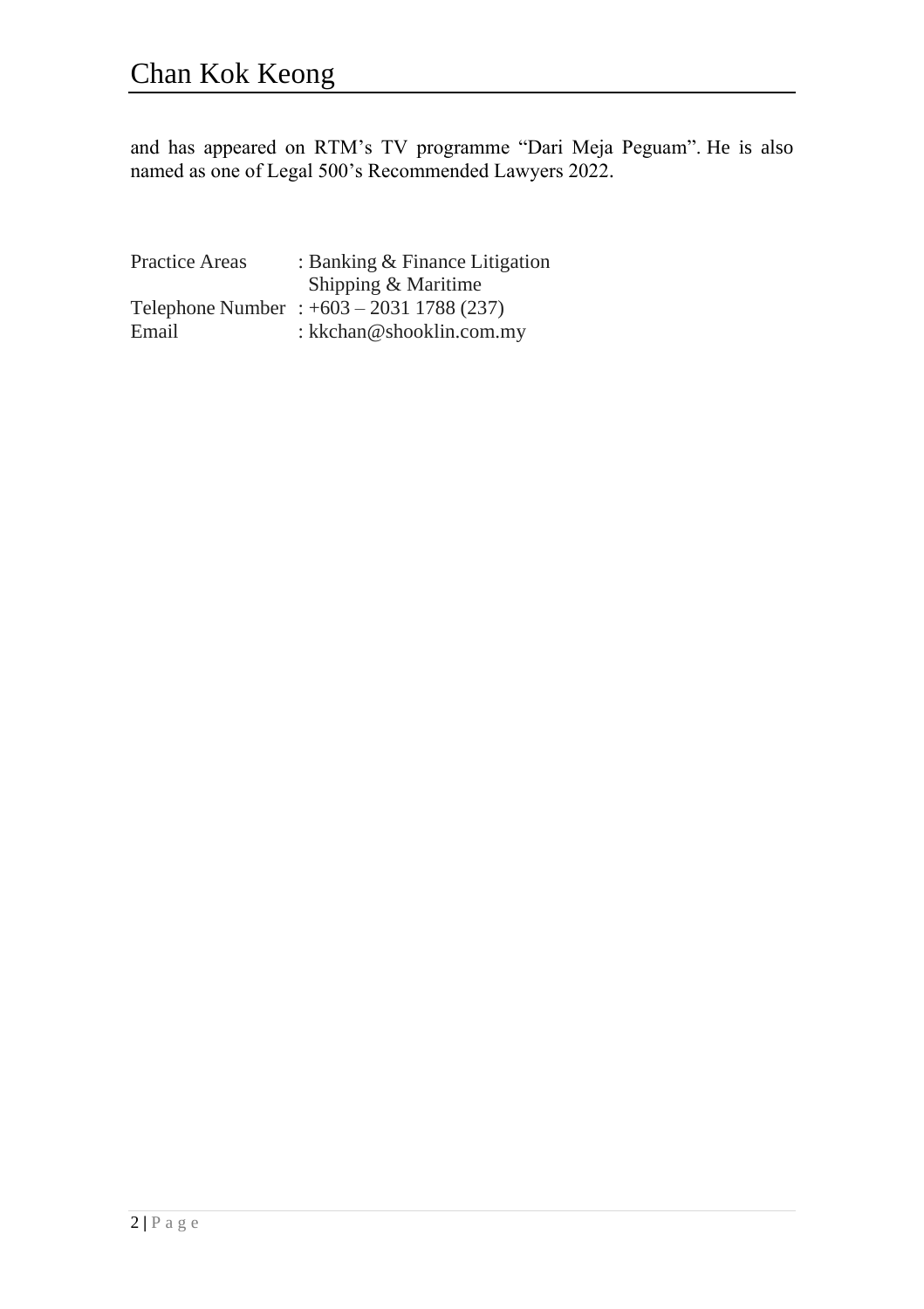and has appeared on RTM's TV programme "Dari Meja Peguam". He is also named as one of Legal 500's Recommended Lawyers 2022.

| | |
|---|---|
| Practice Areas | : Banking & Finance Litigation<br>Shipping & Maritime |
| Telephone Number | : +603 – 2031 1788 (237) |
| Email | : kkchan@shooklin.com.my |